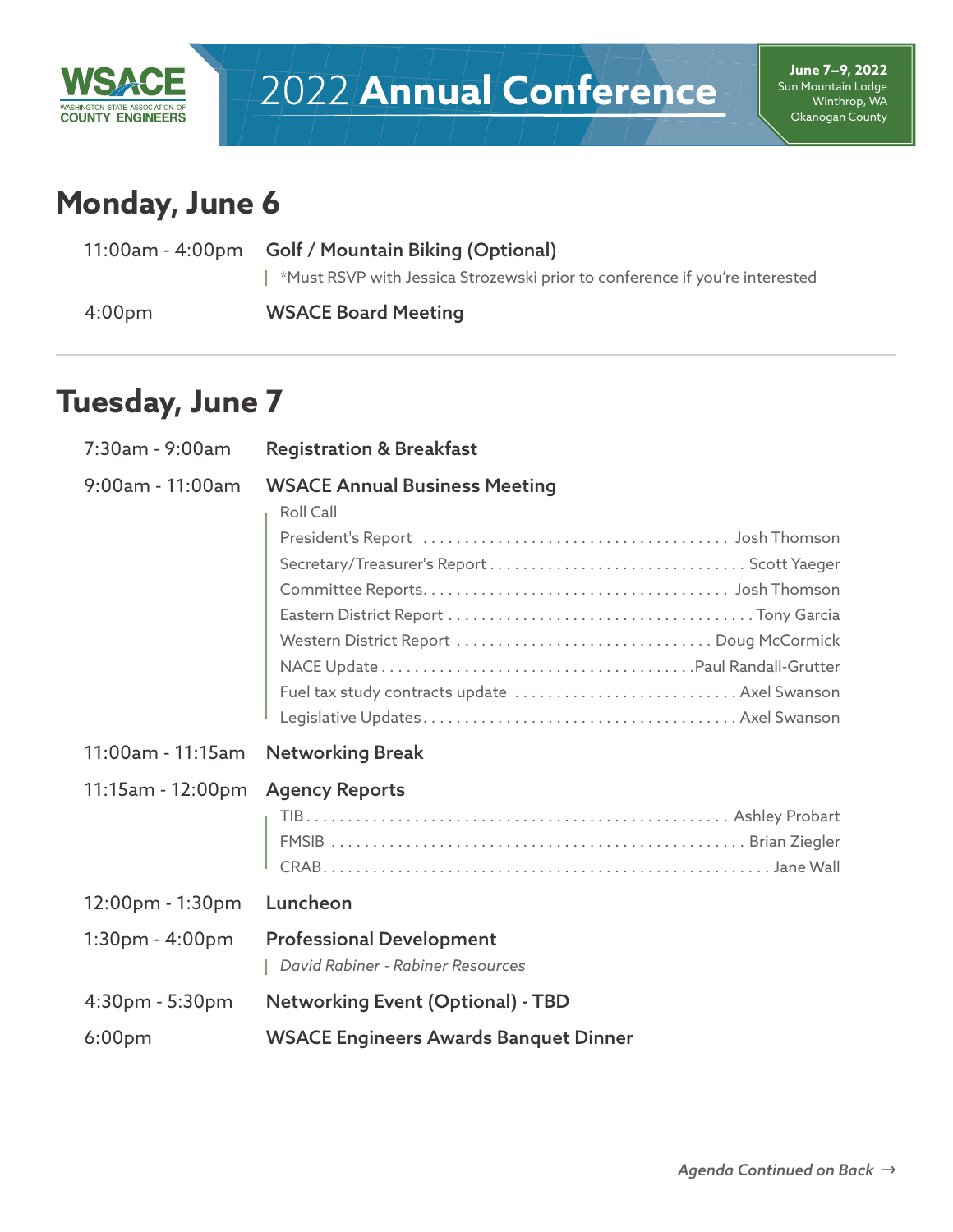WSACE
WASHINGTON STATE ASSOCIATION OF COUNTY ENGINEERS

# 2022 Annual Conference

**June 7–9, 2022**
Sun Mountain Lodge
Winthrop, WA
Okanogan County

## Monday, June 6

11:00am - 4:00pm **Golf / Mountain Biking (Optional)**
*Must RSVP with Jessica Strozewski prior to conference if you're interested

4:00pm **WSACE Board Meeting**

## Tuesday, June 7

7:30am - 9:00am **Registration & Breakfast**

9:00am - 11:00am **WSACE Annual Business Meeting**

- Roll Call
- President's Report . . . . . . . . . . Josh Thomson
- Secretary/Treasurer's Report . . . . . . . . . . Scott Yaeger
- Committee Reports . . . . . . . . . . Josh Thomson
- Eastern District Report . . . . . . . . . . Tony Garcia
- Western District Report . . . . . . . . . . Doug McCormick
- NACE Update . . . . . . . . . . Paul Randall-Grutter
- Fuel tax study contracts update . . . . . . . . . . Axel Swanson
- Legislative Updates . . . . . . . . . . Axel Swanson

11:00am - 11:15am **Networking Break**

11:15am - 12:00pm **Agency Reports**

- TIB . . . . . . . . . . Ashley Probart
- FMSIB . . . . . . . . . . Brian Ziegler
- CRAB . . . . . . . . . . Jane Wall

12:00pm - 1:30pm **Luncheon**

1:30pm - 4:00pm **Professional Development**
*David Rabiner - Rabiner Resources*

4:30pm - 5:30pm **Networking Event (Optional) - TBD**

6:00pm **WSACE Engineers Awards Banquet Dinner**

*Agenda Continued on Back* →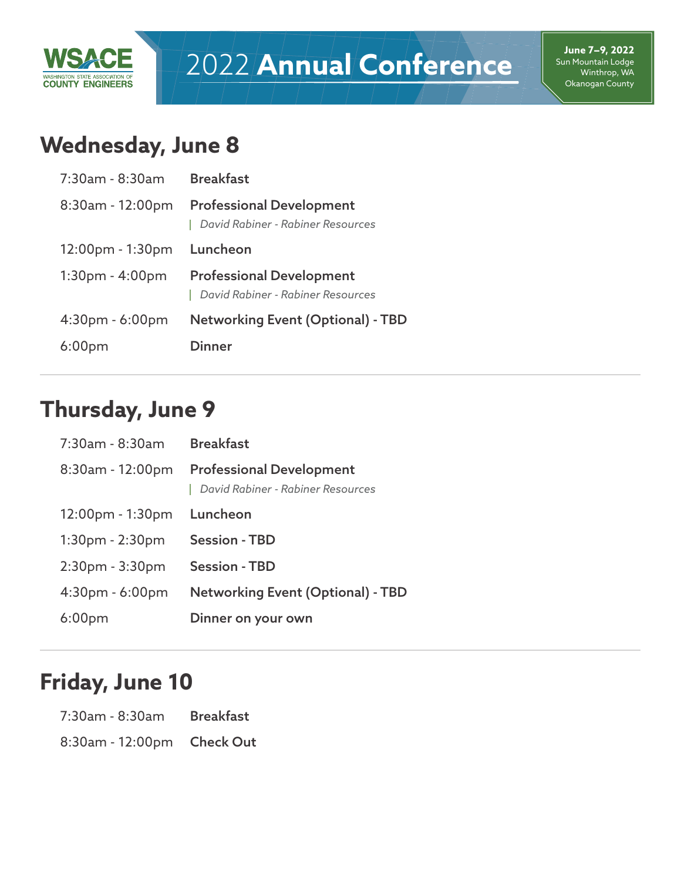WSACE
WASHINGTON STATE ASSOCIATION OF COUNTY ENGINEERS

# 2022 **Annual Conference**

**June 7–9, 2022**
Sun Mountain Lodge
Winthrop, WA
Okanogan County

## Wednesday, June 8

| | |
|---|---|
| 7:30am - 8:30am | **Breakfast** |
| 8:30am - 12:00pm | **Professional Development**<br>*David Rabiner - Rabiner Resources* |
| 12:00pm - 1:30pm | **Luncheon** |
| 1:30pm - 4:00pm | **Professional Development**<br>*David Rabiner - Rabiner Resources* |
| 4:30pm - 6:00pm | **Networking Event (Optional) - TBD** |
| 6:00pm | **Dinner** |

## Thursday, June 9

| | |
|---|---|
| 7:30am - 8:30am | **Breakfast** |
| 8:30am - 12:00pm | **Professional Development**<br>*David Rabiner - Rabiner Resources* |
| 12:00pm - 1:30pm | **Luncheon** |
| 1:30pm - 2:30pm | **Session - TBD** |
| 2:30pm - 3:30pm | **Session - TBD** |
| 4:30pm - 6:00pm | **Networking Event (Optional) - TBD** |
| 6:00pm | **Dinner on your own** |

## Friday, June 10

| | |
|---|---|
| 7:30am - 8:30am | **Breakfast** |
| 8:30am - 12:00pm | **Check Out** |